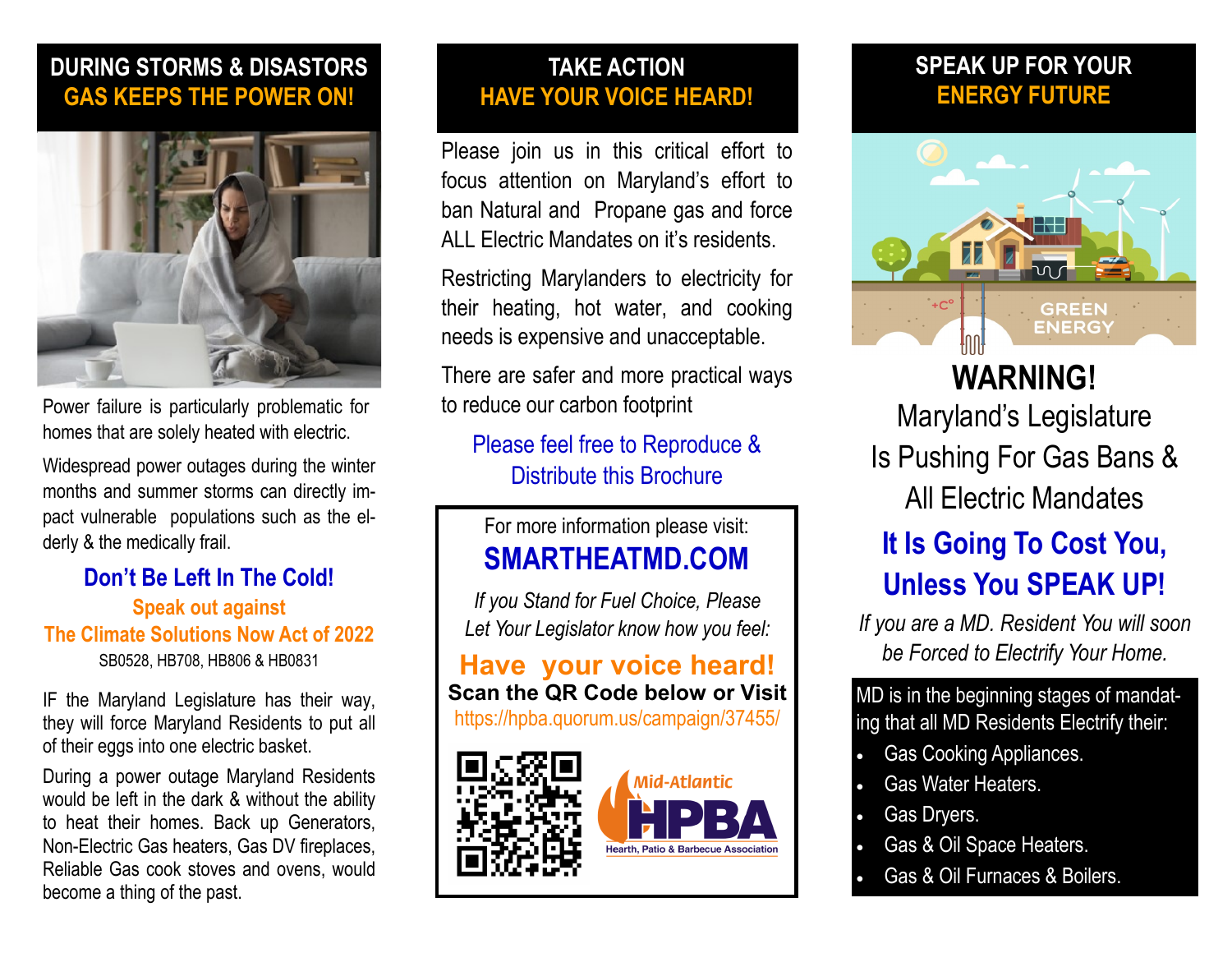## DURING STORMS & DISASTORS
## GAS KEEPS THE POWER ON!

Power failure is particularly problematic for homes that are solely heated with electric.

Widespread power outages during the winter months and summer storms can directly impact vulnerable populations such as the elderly & the medically frail.

**Don't Be Left In The Cold!**

**Speak out against**
**The Climate Solutions Now Act of 2022**
SB0528, HB708, HB806 & HB0831

IF the Maryland Legislature has their way, they will force Maryland Residents to put all of their eggs into one electric basket.

During a power outage Maryland Residents would be left in the dark & without the ability to heat their homes. Back up Generators, Non-Electric Gas heaters, Gas DV fireplaces, Reliable Gas cook stoves and ovens, would become a thing of the past.

## TAKE ACTION
## HAVE YOUR VOICE HEARD!

Please join us in this critical effort to focus attention on Maryland's effort to ban Natural and Propane gas and force ALL Electric Mandates on it's residents.

Restricting Marylanders to electricity for their heating, hot water, and cooking needs is expensive and unacceptable.

There are safer and more practical ways to reduce our carbon footprint

Please feel free to Reproduce & Distribute this Brochure

For more information please visit:
**SMARTHEATMD.COM**

*If you Stand for Fuel Choice, Please Let Your Legislator know how you feel:*

**Have your voice heard!**
**Scan the QR Code below or Visit**
https://hpba.quorum.us/campaign/37455/

Mid-Atlantic HPBA
Hearth, Patio & Barbecue Association

## SPEAK UP FOR YOUR
## ENERGY FUTURE

GREEN ENERGY

# WARNING!

Maryland's Legislature Is Pushing For Gas Bans & All Electric Mandates

**It Is Going To Cost You, Unless You SPEAK UP!**

*If you are a MD. Resident You will soon be Forced to Electrify Your Home.*

MD is in the beginning stages of mandating that all MD Residents Electrify their:

- Gas Cooking Appliances.
- Gas Water Heaters.
- Gas Dryers.
- Gas & Oil Space Heaters.
- Gas & Oil Furnaces & Boilers.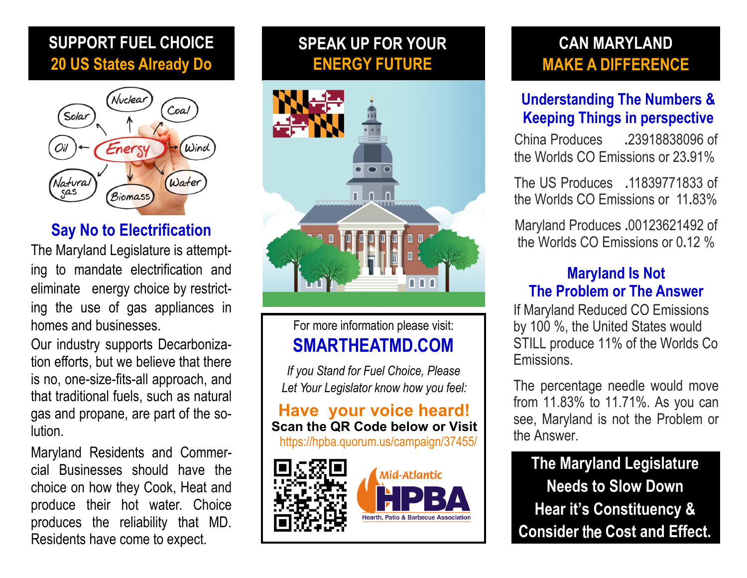## SUPPORT FUEL CHOICE
## 20 US States Already Do

Solar
Nuclear
Coal
Oil
Energy
Wind
Natural gas
Water
Biomass

### Say No to Electrification

The Maryland Legislature is attempting to mandate electrification and eliminate energy choice by restricting the use of gas appliances in homes and businesses.

Our industry supports Decarbonization efforts, but we believe that there is no, one-size-fits-all approach, and that traditional fuels, such as natural gas and propane, are part of the solution.

Maryland Residents and Commercial Businesses should have the choice on how they Cook, Heat and produce their hot water. Choice produces the reliability that MD. Residents have come to expect.

## SPEAK UP FOR YOUR
## ENERGY FUTURE

For more information please visit:

**SMARTHEATMD.COM**

*If you Stand for Fuel Choice, Please Let Your Legislator know how you feel:*

**Have your voice heard!**

**Scan the QR Code below or Visit**

https://hpba.quorum.us/campaign/37455/

Mid-Atlantic HPBA
Hearth, Patio & Barbecue Association

## CAN MARYLAND
## MAKE A DIFFERENCE

### Understanding The Numbers & Keeping Things in perspective

China Produces .23918838096 of the Worlds CO Emissions or 23.91%

The US Produces .11839771833 of the Worlds CO Emissions or 11.83%

Maryland Produces .00123621492 of the Worlds CO Emissions or 0.12 %

### Maryland Is Not The Problem or The Answer

If Maryland Reduced CO Emissions by 100 %, the United States would STILL produce 11% of the Worlds Co Emissions.

The percentage needle would move from 11.83% to 11.71%. As you can see, Maryland is not the Problem or the Answer.

**The Maryland Legislature Needs to Slow Down Hear it's Constituency & Consider the Cost and Effect.**